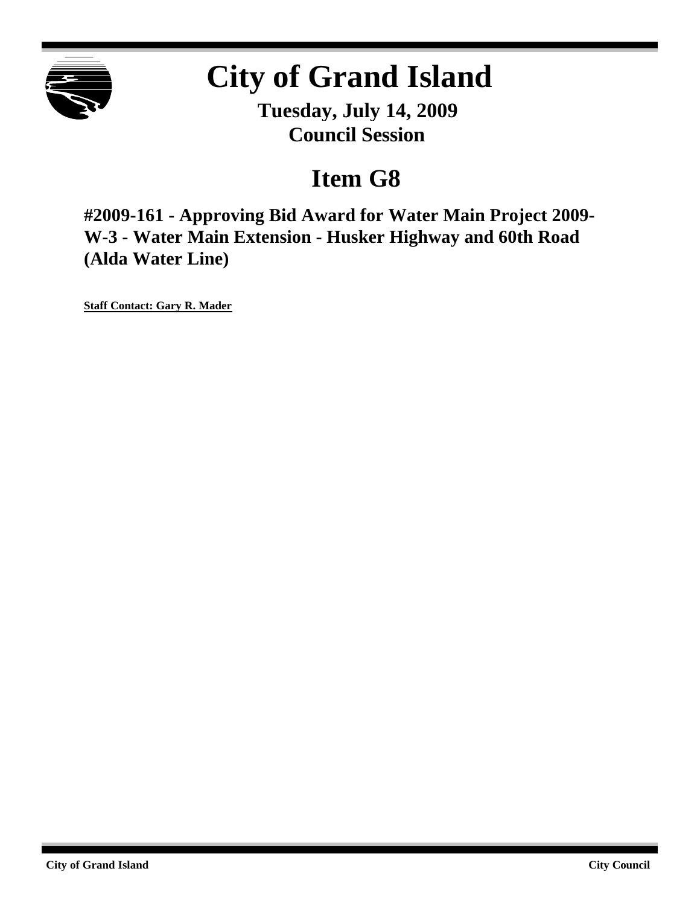# City of Grand Island

**Tuesday, July 14, 2009**
**Council Session**

## Item G8

### #2009-161 - Approving Bid Award for Water Main Project 2009-W-3 - Water Main Extension - Husker Highway and 60th Road (Alda Water Line)

**Staff Contact: Gary R. Mader**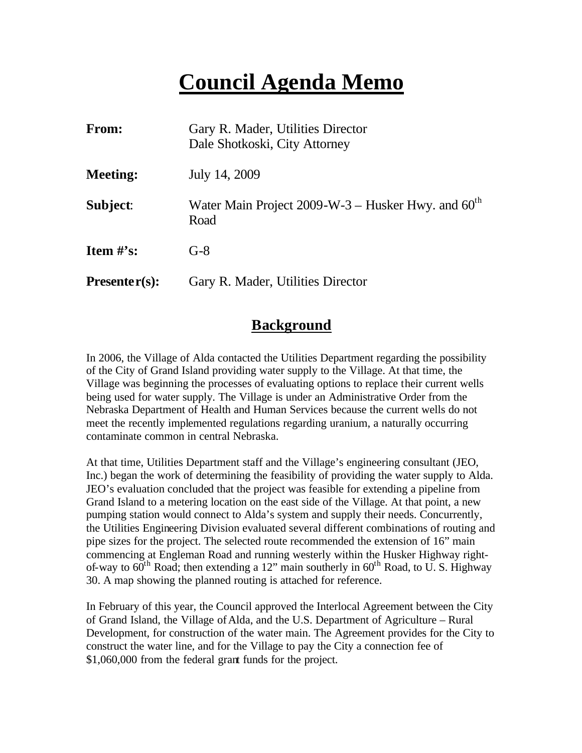# Council Agenda Memo

| | |
|---|---|
| **From:** | Gary R. Mader, Utilities Director<br>Dale Shotkoski, City Attorney |
| **Meeting:** | July 14, 2009 |
| **Subject**: | Water Main Project 2009-W-3 – Husker Hwy. and 60th Road |
| **Item #'s:** | G-8 |
| **Presenter(s):** | Gary R. Mader, Utilities Director |

## Background

In 2006, the Village of Alda contacted the Utilities Department regarding the possibility of the City of Grand Island providing water supply to the Village. At that time, the Village was beginning the processes of evaluating options to replace their current wells being used for water supply. The Village is under an Administrative Order from the Nebraska Department of Health and Human Services because the current wells do not meet the recently implemented regulations regarding uranium, a naturally occurring contaminate common in central Nebraska.

At that time, Utilities Department staff and the Village's engineering consultant (JEO, Inc.) began the work of determining the feasibility of providing the water supply to Alda. JEO's evaluation concluded that the project was feasible for extending a pipeline from Grand Island to a metering location on the east side of the Village. At that point, a new pumping station would connect to Alda's system and supply their needs. Concurrently, the Utilities Engineering Division evaluated several different combinations of routing and pipe sizes for the project. The selected route recommended the extension of 16" main commencing at Engleman Road and running westerly within the Husker Highway right-of-way to 60th Road; then extending a 12" main southerly in 60th Road, to U. S. Highway 30. A map showing the planned routing is attached for reference.

In February of this year, the Council approved the Interlocal Agreement between the City of Grand Island, the Village of Alda, and the U.S. Department of Agriculture – Rural Development, for construction of the water main. The Agreement provides for the City to construct the water line, and for the Village to pay the City a connection fee of $1,060,000 from the federal grant funds for the project.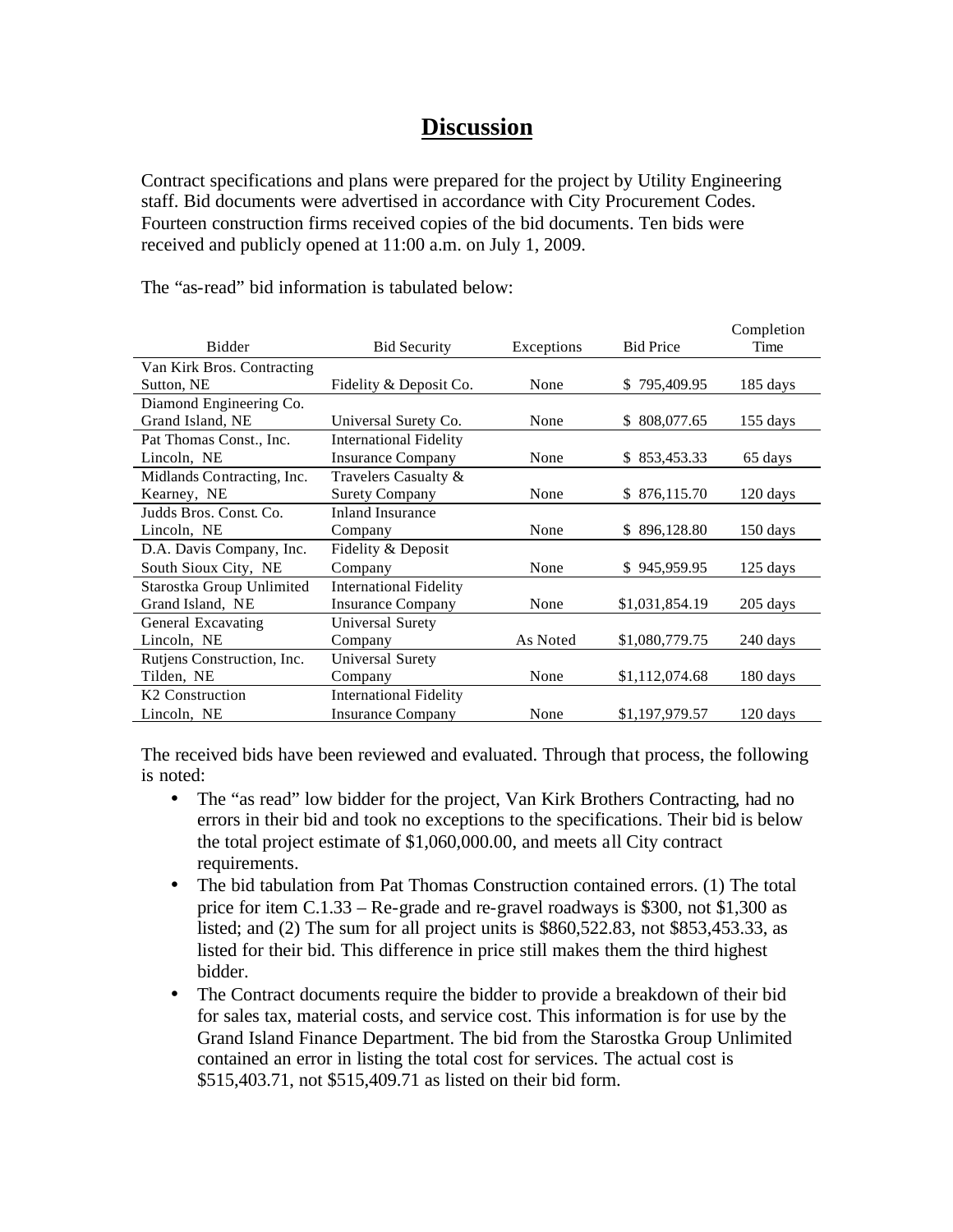# Discussion

Contract specifications and plans were prepared for the project by Utility Engineering staff. Bid documents were advertised in accordance with City Procurement Codes. Fourteen construction firms received copies of the bid documents. Ten bids were received and publicly opened at 11:00 a.m. on July 1, 2009.

The "as-read" bid information is tabulated below:

| Bidder | Bid Security | Exceptions | Bid Price | Completion Time |
|---|---|---|---|---|
| Van Kirk Bros. Contracting Sutton, NE | Fidelity & Deposit Co. | None | $ 795,409.95 | 185 days |
| Diamond Engineering Co. Grand Island, NE | Universal Surety Co. | None | $ 808,077.65 | 155 days |
| Pat Thomas Const., Inc. Lincoln, NE | International Fidelity Insurance Company | None | $ 853,453.33 | 65 days |
| Midlands Contracting, Inc. Kearney, NE | Travelers Casualty & Surety Company | None | $ 876,115.70 | 120 days |
| Judds Bros. Const. Co. Lincoln, NE | Inland Insurance Company | None | $ 896,128.80 | 150 days |
| D.A. Davis Company, Inc. South Sioux City, NE | Fidelity & Deposit Company | None | $ 945,959.95 | 125 days |
| Starostka Group Unlimited Grand Island, NE | International Fidelity Insurance Company | None | $1,031,854.19 | 205 days |
| General Excavating Lincoln, NE | Universal Surety Company | As Noted | $1,080,779.75 | 240 days |
| Rutjens Construction, Inc. Tilden, NE | Universal Surety Company | None | $1,112,074.68 | 180 days |
| K2 Construction Lincoln, NE | International Fidelity Insurance Company | None | $1,197,979.57 | 120 days |

The received bids have been reviewed and evaluated. Through that process, the following is noted:

- The "as read" low bidder for the project, Van Kirk Brothers Contracting, had no errors in their bid and took no exceptions to the specifications. Their bid is below the total project estimate of $1,060,000.00, and meets all City contract requirements.
- The bid tabulation from Pat Thomas Construction contained errors. (1) The total price for item C.1.33 – Re-grade and re-gravel roadways is $300, not $1,300 as listed; and (2) The sum for all project units is $860,522.83, not $853,453.33, as listed for their bid. This difference in price still makes them the third highest bidder.
- The Contract documents require the bidder to provide a breakdown of their bid for sales tax, material costs, and service cost. This information is for use by the Grand Island Finance Department. The bid from the Starostka Group Unlimited contained an error in listing the total cost for services. The actual cost is $515,403.71, not $515,409.71 as listed on their bid form.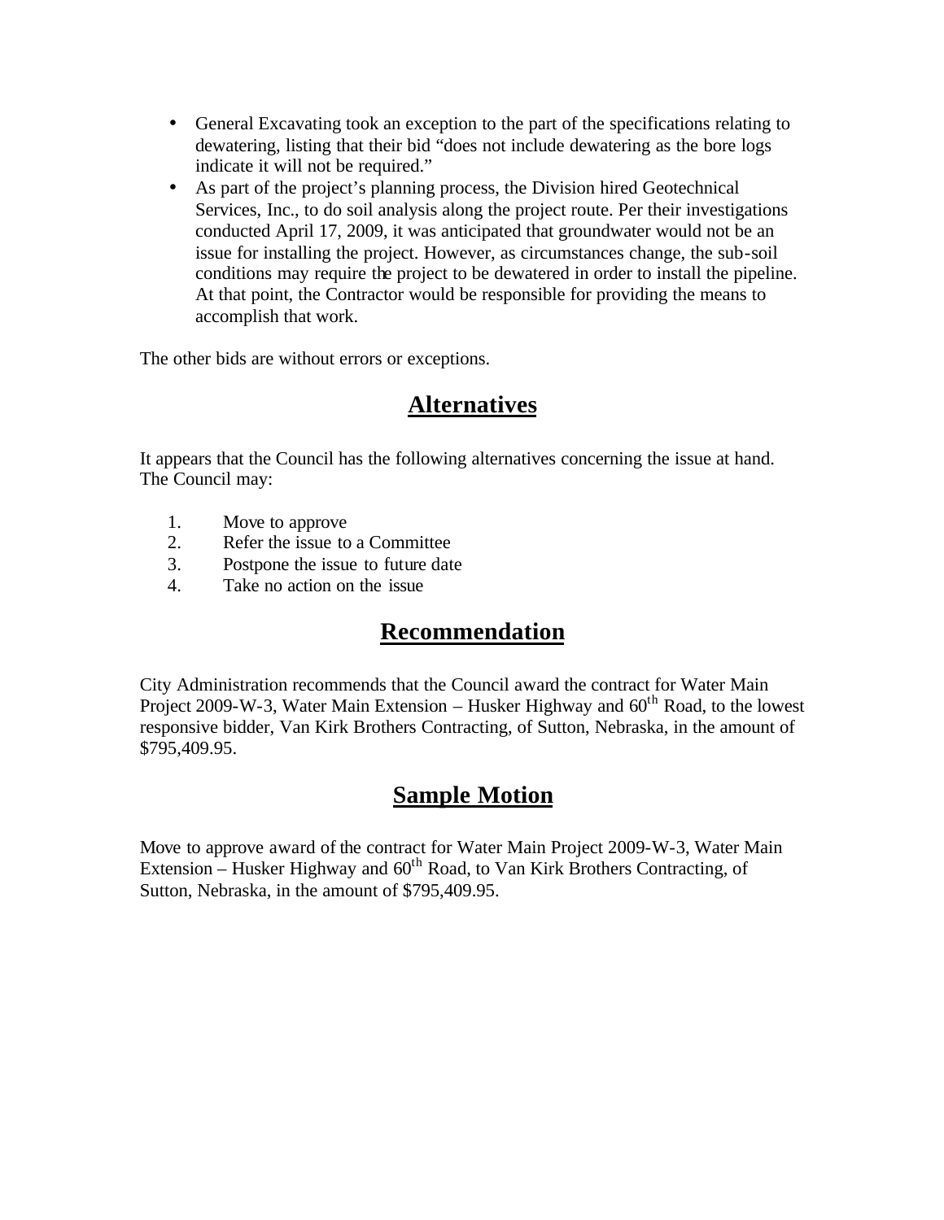- General Excavating took an exception to the part of the specifications relating to dewatering, listing that their bid "does not include dewatering as the bore logs indicate it will not be required."
- As part of the project's planning process, the Division hired Geotechnical Services, Inc., to do soil analysis along the project route. Per their investigations conducted April 17, 2009, it was anticipated that groundwater would not be an issue for installing the project. However, as circumstances change, the sub-soil conditions may require the project to be dewatered in order to install the pipeline. At that point, the Contractor would be responsible for providing the means to accomplish that work.

The other bids are without errors or exceptions.

## Alternatives

It appears that the Council has the following alternatives concerning the issue at hand. The Council may:

1. Move to approve
2. Refer the issue to a Committee
3. Postpone the issue to future date
4. Take no action on the issue

## Recommendation

City Administration recommends that the Council award the contract for Water Main Project 2009-W-3, Water Main Extension – Husker Highway and 60th Road, to the lowest responsive bidder, Van Kirk Brothers Contracting, of Sutton, Nebraska, in the amount of $795,409.95.

## Sample Motion

Move to approve award of the contract for Water Main Project 2009-W-3, Water Main Extension – Husker Highway and 60th Road, to Van Kirk Brothers Contracting, of Sutton, Nebraska, in the amount of $795,409.95.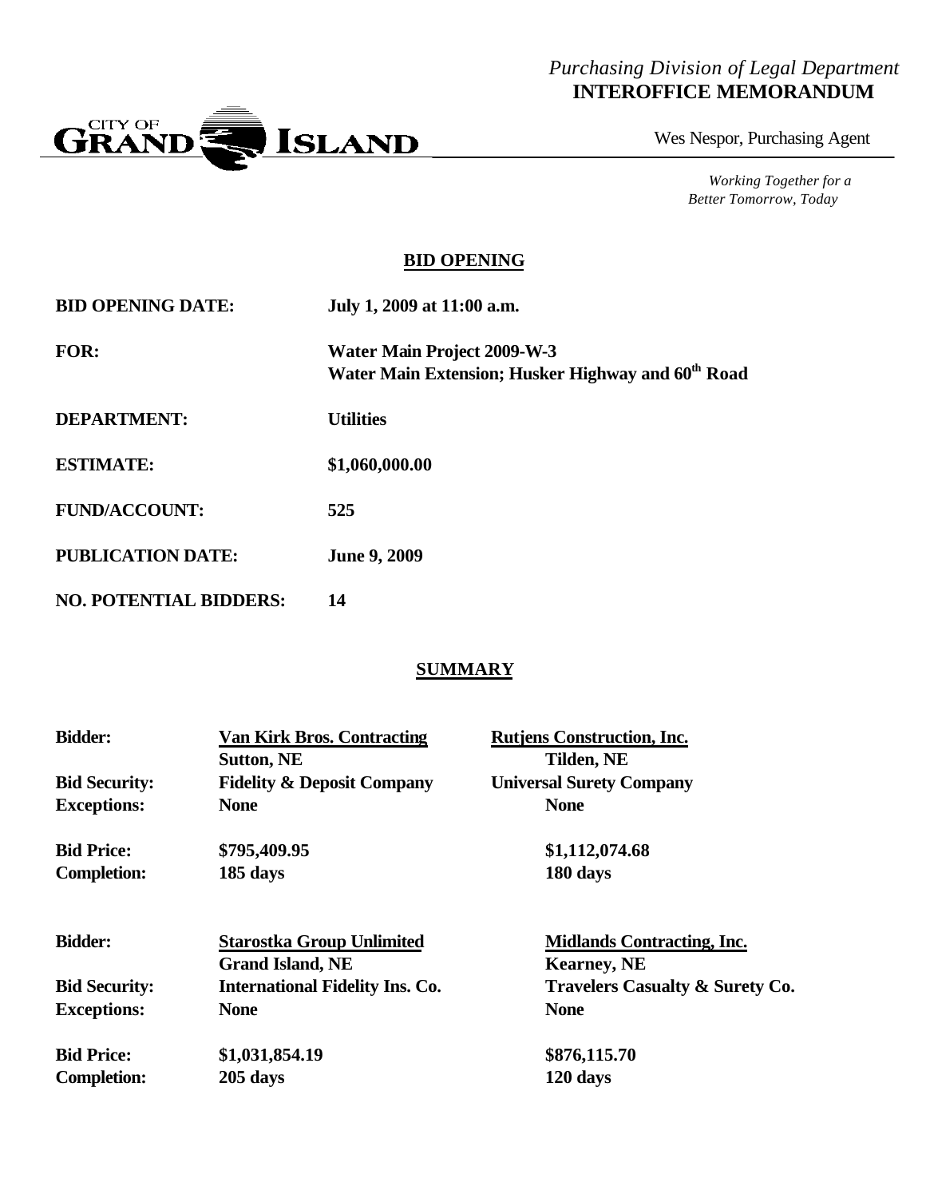*Purchasing Division of Legal Department*
**INTEROFFICE MEMORANDUM**

Wes Nespor, Purchasing Agent

*Working Together for a Better Tomorrow, Today*

## BID OPENING

| | |
|---|---|
| **BID OPENING DATE:** | **July 1, 2009 at 11:00 a.m.** |
| **FOR:** | **Water Main Project 2009-W-3**<br>**Water Main Extension; Husker Highway and 60th Road** |
| **DEPARTMENT:** | **Utilities** |
| **ESTIMATE:** | **$1,060,000.00** |
| **FUND/ACCOUNT:** | **525** |
| **PUBLICATION DATE:** | **June 9, 2009** |
| **NO. POTENTIAL BIDDERS:** | **14** |

## SUMMARY

| | | |
|---|---|---|
| **Bidder:** | **Van Kirk Bros. Contracting**<br>**Sutton, NE** | **Rutjens Construction, Inc.**<br>**Tilden, NE** |
| **Bid Security:** | **Fidelity & Deposit Company** | **Universal Surety Company** |
| **Exceptions:** | **None** | **None** |
| **Bid Price:** | **$795,409.95** | **$1,112,074.68** |
| **Completion:** | **185 days** | **180 days** |

| | | |
|---|---|---|
| **Bidder:** | **Starostka Group Unlimited**<br>**Grand Island, NE** | **Midlands Contracting, Inc.**<br>**Kearney, NE** |
| **Bid Security:** | **International Fidelity Ins. Co.** | **Travelers Casualty & Surety Co.** |
| **Exceptions:** | **None** | **None** |
| **Bid Price:** | **$1,031,854.19** | **$876,115.70** |
| **Completion:** | **205 days** | **120 days** |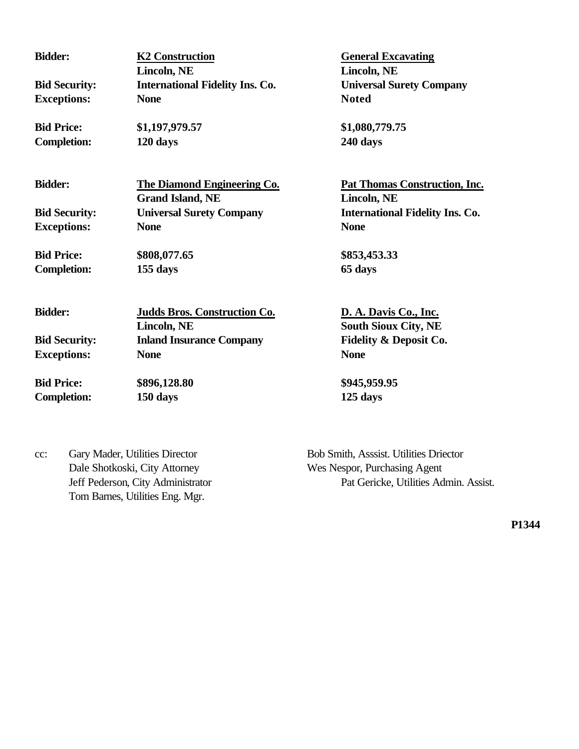| | | |
|---|---|---|
| **Bidder:** | **K2 Construction**<br>**Lincoln, NE** | **General Excavating**<br>**Lincoln, NE** |
| **Bid Security:** | **International Fidelity Ins. Co.** | **Universal Surety Company** |
| **Exceptions:** | **None** | **Noted** |
| **Bid Price:** | **$1,197,979.57** | **$1,080,779.75** |
| **Completion:** | **120 days** | **240 days** |

| | | |
|---|---|---|
| **Bidder:** | **The Diamond Engineering Co.**<br>**Grand Island, NE** | **Pat Thomas Construction, Inc.**<br>**Lincoln, NE** |
| **Bid Security:** | **Universal Surety Company** | **International Fidelity Ins. Co.** |
| **Exceptions:** | **None** | **None** |
| **Bid Price:** | **$808,077.65** | **$853,453.33** |
| **Completion:** | **155 days** | **65 days** |

| | | |
|---|---|---|
| **Bidder:** | **Judds Bros. Construction Co.**<br>**Lincoln, NE** | **D. A. Davis Co., Inc.**<br>**South Sioux City, NE** |
| **Bid Security:** | **Inland Insurance Company** | **Fidelity & Deposit Co.** |
| **Exceptions:** | **None** | **None** |
| **Bid Price:** | **$896,128.80** | **$945,959.95** |
| **Completion:** | **150 days** | **125 days** |

cc: Gary Mader, Utilities Director
Dale Shotkoski, City Attorney
Jeff Pederson, City Administrator
Tom Barnes, Utilities Eng. Mgr.
Bob Smith, Asssist. Utilities Driector
Wes Nespor, Purchasing Agent
Pat Gericke, Utilities Admin. Assist.

**P1344**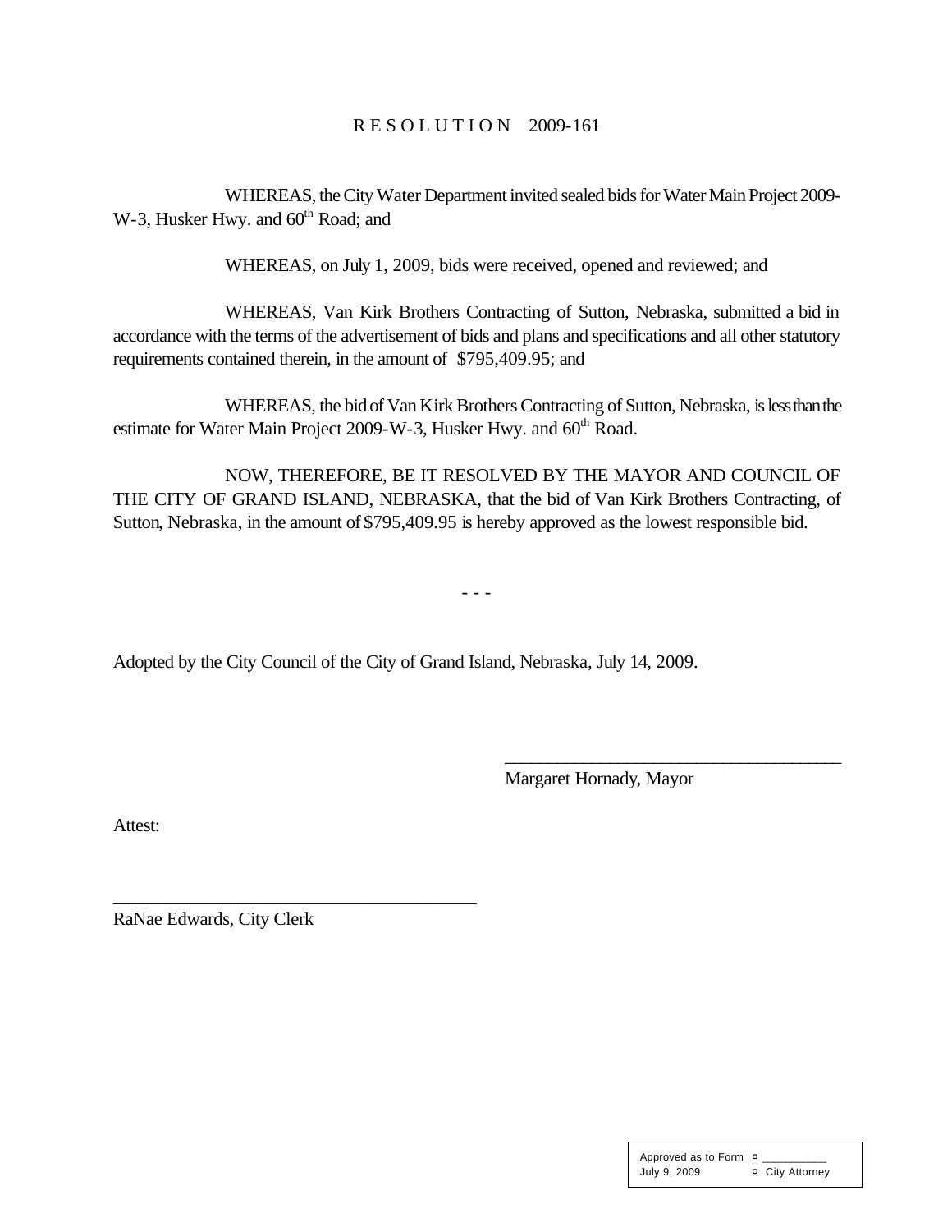# R E S O L U T I O N 2009-161

WHEREAS, the City Water Department invited sealed bids for Water Main Project 2009-W-3, Husker Hwy. and 60th Road; and

WHEREAS, on July 1, 2009, bids were received, opened and reviewed; and

WHEREAS, Van Kirk Brothers Contracting of Sutton, Nebraska, submitted a bid in accordance with the terms of the advertisement of bids and plans and specifications and all other statutory requirements contained therein, in the amount of $795,409.95; and

WHEREAS, the bid of Van Kirk Brothers Contracting of Sutton, Nebraska, is less than the estimate for Water Main Project 2009-W-3, Husker Hwy. and 60th Road.

NOW, THEREFORE, BE IT RESOLVED BY THE MAYOR AND COUNCIL OF THE CITY OF GRAND ISLAND, NEBRASKA, that the bid of Van Kirk Brothers Contracting, of Sutton, Nebraska, in the amount of $795,409.95 is hereby approved as the lowest responsible bid.

- - -

Adopted by the City Council of the City of Grand Island, Nebraska, July 14, 2009.

_____________________________________
Margaret Hornady, Mayor

Attest:

_____________________________________
RaNae Edwards, City Clerk

| | |
|---|---|
| Approved as to Form ¤ | ___________ |
| July 9, 2009 | ¤ City Attorney |